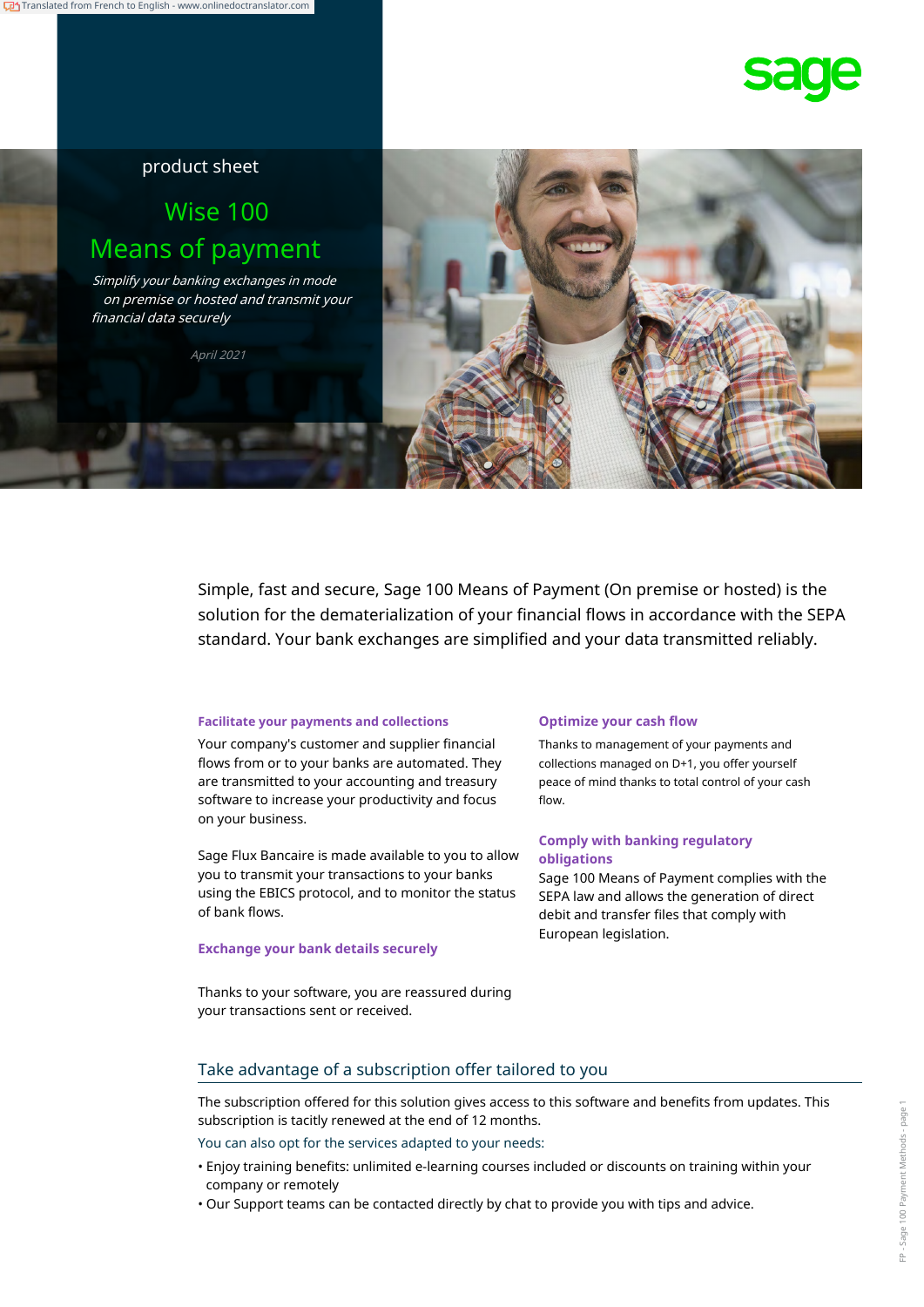product sheet

# Wise 100
# Means of payment

*Simplify your banking exchanges in mode on premise or hosted and transmit your financial data securely*

*April 2021*

Simple, fast and secure, Sage 100 Means of Payment (On premise or hosted) is the solution for the dematerialization of your financial flows in accordance with the SEPA standard. Your bank exchanges are simplified and your data transmitted reliably.

### Facilitate your payments and collections

Your company's customer and supplier financial flows from or to your banks are automated. They are transmitted to your accounting and treasury software to increase your productivity and focus on your business.

Sage Flux Bancaire is made available to you to allow you to transmit your transactions to your banks using the EBICS protocol, and to monitor the status of bank flows.

### Exchange your bank details securely

Thanks to your software, you are reassured during your transactions sent or received.

### Optimize your cash flow

Thanks to management of your payments and collections managed on D+1, you offer yourself peace of mind thanks to total control of your cash flow.

### Comply with banking regulatory obligations

Sage 100 Means of Payment complies with the SEPA law and allows the generation of direct debit and transfer files that comply with European legislation.

## Take advantage of a subscription offer tailored to you

The subscription offered for this solution gives access to this software and benefits from updates. This subscription is tacitly renewed at the end of 12 months.

You can also opt for the services adapted to your needs:

- Enjoy training benefits: unlimited e-learning courses included or discounts on training within your company or remotely
- Our Support teams can be contacted directly by chat to provide you with tips and advice.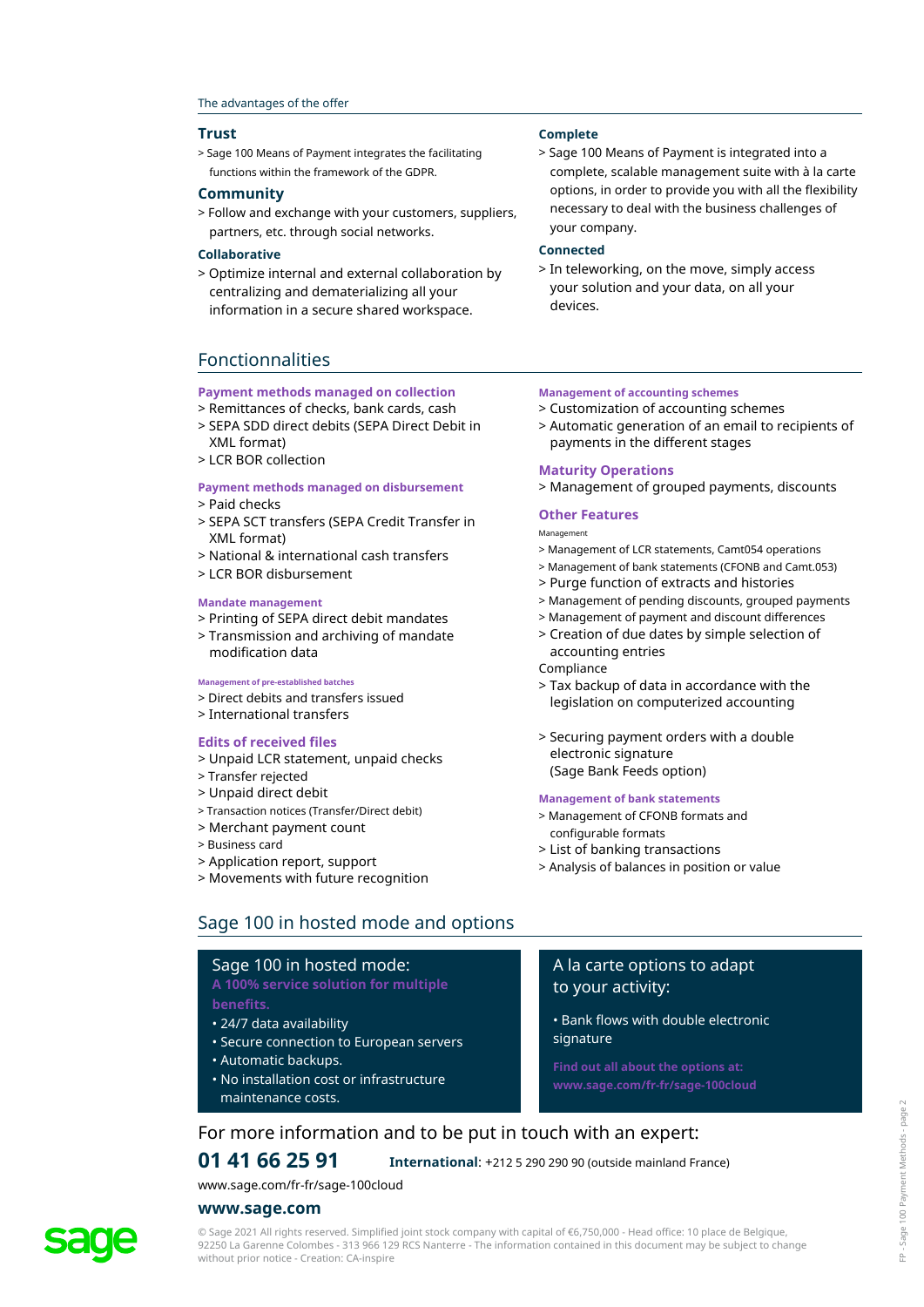The advantages of the offer

### Trust

> Sage 100 Means of Payment integrates the facilitating functions within the framework of the GDPR.

### Community

> Follow and exchange with your customers, suppliers, partners, etc. through social networks.

### Collaborative

> Optimize internal and external collaboration by centralizing and dematerializing all your information in a secure shared workspace.

### Complete

> Sage 100 Means of Payment is integrated into a complete, scalable management suite with à la carte options, in order to provide you with all the flexibility necessary to deal with the business challenges of your company.

### Connected

> In teleworking, on the move, simply access your solution and your data, on all your devices.

## Fonctionnalities

### Payment methods managed on collection

> Remittances of checks, bank cards, cash
> SEPA SDD direct debits (SEPA Direct Debit in XML format)
> LCR BOR collection

### Payment methods managed on disbursement

> Paid checks
> SEPA SCT transfers (SEPA Credit Transfer in XML format)
> National & international cash transfers
> LCR BOR disbursement

### Mandate management

> Printing of SEPA direct debit mandates
> Transmission and archiving of mandate modification data

### Management of pre-established batches

> Direct debits and transfers issued
> International transfers

### Edits of received files

> Unpaid LCR statement, unpaid checks
> Transfer rejected
> Unpaid direct debit
> Transaction notices (Transfer/Direct debit)
> Merchant payment count
> Business card
> Application report, support
> Movements with future recognition

### Management of accounting schemes

> Customization of accounting schemes
> Automatic generation of an email to recipients of payments in the different stages

### Maturity Operations

> Management of grouped payments, discounts

### Other Features

Management

> Management of LCR statements, Camt054 operations
> Management of bank statements (CFONB and Camt.053)
> Purge function of extracts and histories
> Management of pending discounts, grouped payments
> Management of payment and discount differences
> Creation of due dates by simple selection of accounting entries

Compliance

> Tax backup of data in accordance with the legislation on computerized accounting

> Securing payment orders with a double electronic signature (Sage Bank Feeds option)

### Management of bank statements

> Management of CFONB formats and configurable formats
> List of banking transactions
> Analysis of balances in position or value

## Sage 100 in hosted mode and options

### Sage 100 in hosted mode:

**A 100% service solution for multiple benefits.**

- 24/7 data availability
- Secure connection to European servers
- Automatic backups.
- No installation cost or infrastructure maintenance costs.

### A la carte options to adapt to your activity:

- Bank flows with double electronic signature

**Find out all about the options at: www.sage.com/fr-fr/sage-100cloud**

For more information and to be put in touch with an expert:

**01 41 66 25 91** **International**: +212 5 290 290 90 (outside mainland France)

www.sage.com/fr-fr/sage-100cloud

**www.sage.com**

sage

© Sage 2021 All rights reserved. Simplified joint stock company with capital of €6,750,000 - Head office: 10 place de Belgique, 92250 La Garenne Colombes - 313 966 129 RCS Nanterre - The information contained in this document may be subject to change without prior notice - Creation: CA-inspire